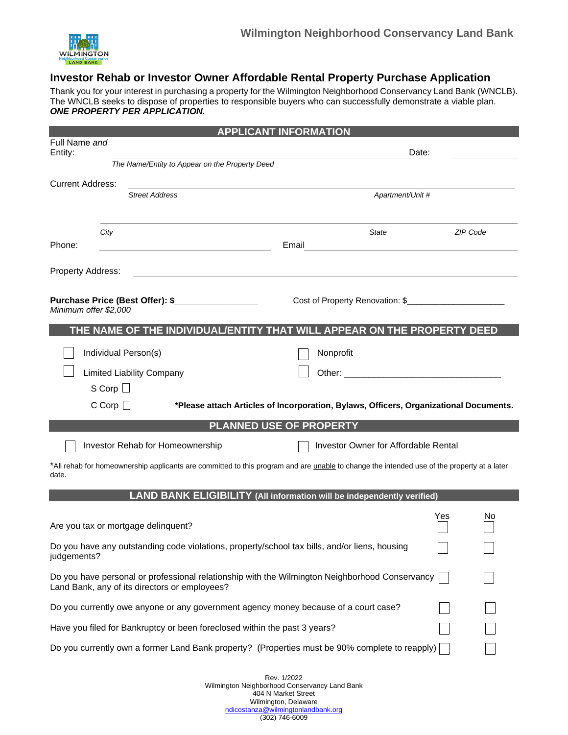Wilmington Neighborhood Conservancy Land Bank

# Investor Rehab or Investor Owner Affordable Rental Property Purchase Application

Thank you for your interest in purchasing a property for the Wilmington Neighborhood Conservancy Land Bank (WNCLB). The WNCLB seeks to dispose of properties to responsible buyers who can successfully demonstrate a viable plan.
***ONE PROPERTY PER APPLICATION.***

## APPLICANT INFORMATION

Full Name *and* Entity: ______________________________________________ Date: ____________
*The Name/Entity to Appear on the Property Deed*

Current Address: ______________________________________________
*Street Address* *Apartment/Unit #*

______________________________________________
*City* *State* *ZIP Code*

Phone: ______________________ Email ______________________

Property Address: ______________________________________________

**Purchase Price (Best Offer): $_________________** Cost of Property Renovation: $____________________
*Minimum offer $2,000*

## THE NAME OF THE INDIVIDUAL/ENTITY THAT WILL APPEAR ON THE PROPERTY DEED

- ☐ Individual Person(s)
- ☐ Nonprofit
- ☐ Limited Liability Company
  - S Corp ☐
  - C Corp ☐
- ☐ Other: ______________________________

**\*Please attach Articles of Incorporation, Bylaws, Officers, Organizational Documents.**

## PLANNED USE OF PROPERTY

- ☐ Investor Rehab for Homeownership
- ☐ Investor Owner for Affordable Rental

\*All rehab for homeownership applicants are committed to this program and are unable to change the intended use of the property at a later date.

## LAND BANK ELIGIBILITY (All information will be independently verified)

| | Yes | No |
|---|---|---|
| Are you tax or mortgage delinquent? | ☐ | ☐ |
| Do you have any outstanding code violations, property/school tax bills, and/or liens, housing judgements? | ☐ | ☐ |
| Do you have personal or professional relationship with the Wilmington Neighborhood Conservancy Land Bank, any of its directors or employees? | ☐ | ☐ |
| Do you currently owe anyone or any government agency money because of a court case? | ☐ | ☐ |
| Have you filed for Bankruptcy or been foreclosed within the past 3 years? | ☐ | ☐ |
| Do you currently own a former Land Bank property? (Properties must be 90% complete to reapply) | ☐ | ☐ |

Rev. 1/2022
Wilmington Neighborhood Conservancy Land Bank
404 N Market Street
Wilmington, Delaware
ndicostanza@wilmingtonlandbank.org
(302) 746-6009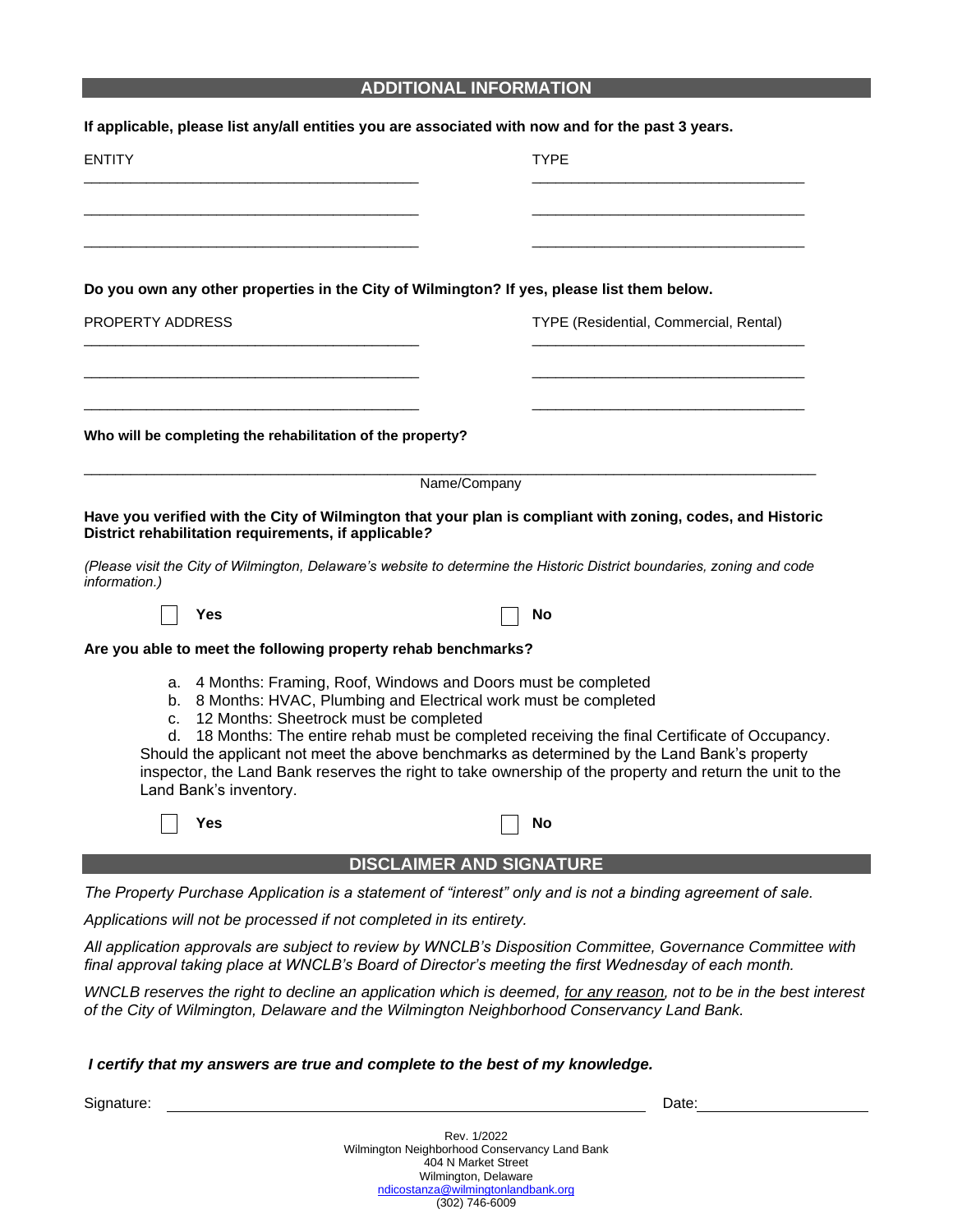## ADDITIONAL INFORMATION

**If applicable, please list any/all entities you are associated with now and for the past 3 years.**

| ENTITY | TYPE |
| --- | --- |
| ___________________________ | ___________________________ |
| ___________________________ | ___________________________ |
| ___________________________ | ___________________________ |

**Do you own any other properties in the City of Wilmington? If yes, please list them below.**

| PROPERTY ADDRESS | TYPE (Residential, Commercial, Rental) |
| --- | --- |
| ___________________________ | ___________________________ |
| ___________________________ | ___________________________ |
| ___________________________ | ___________________________ |

**Who will be completing the rehabilitation of the property?**

_______________________________________________________________
Name/Company

**Have you verified with the City of Wilmington that your plan is compliant with zoning, codes, and Historic District rehabilitation requirements, if applicable?**

*(Please visit the City of Wilmington, Delaware's website to determine the Historic District boundaries, zoning and code information.)*

☐ **Yes** ☐ **No**

**Are you able to meet the following property rehab benchmarks?**

a. 4 Months: Framing, Roof, Windows and Doors must be completed
b. 8 Months: HVAC, Plumbing and Electrical work must be completed
c. 12 Months: Sheetrock must be completed
d. 18 Months: The entire rehab must be completed receiving the final Certificate of Occupancy.

Should the applicant not meet the above benchmarks as determined by the Land Bank's property inspector, the Land Bank reserves the right to take ownership of the property and return the unit to the Land Bank's inventory.

☐ **Yes** ☐ **No**

## DISCLAIMER AND SIGNATURE

*The Property Purchase Application is a statement of "interest" only and is not a binding agreement of sale.*

*Applications will not be processed if not completed in its entirety.*

*All application approvals are subject to review by WNCLB's Disposition Committee, Governance Committee with final approval taking place at WNCLB's Board of Director's meeting the first Wednesday of each month.*

*WNCLB reserves the right to decline an application which is deemed, for any reason, not to be in the best interest of the City of Wilmington, Delaware and the Wilmington Neighborhood Conservancy Land Bank.*

***I certify that my answers are true and complete to the best of my knowledge.***

Signature: _______________________________________ Date: _______________

Rev. 1/2022
Wilmington Neighborhood Conservancy Land Bank
404 N Market Street
Wilmington, Delaware
ndicostanza@wilmingtonlandbank.org
(302) 746-6009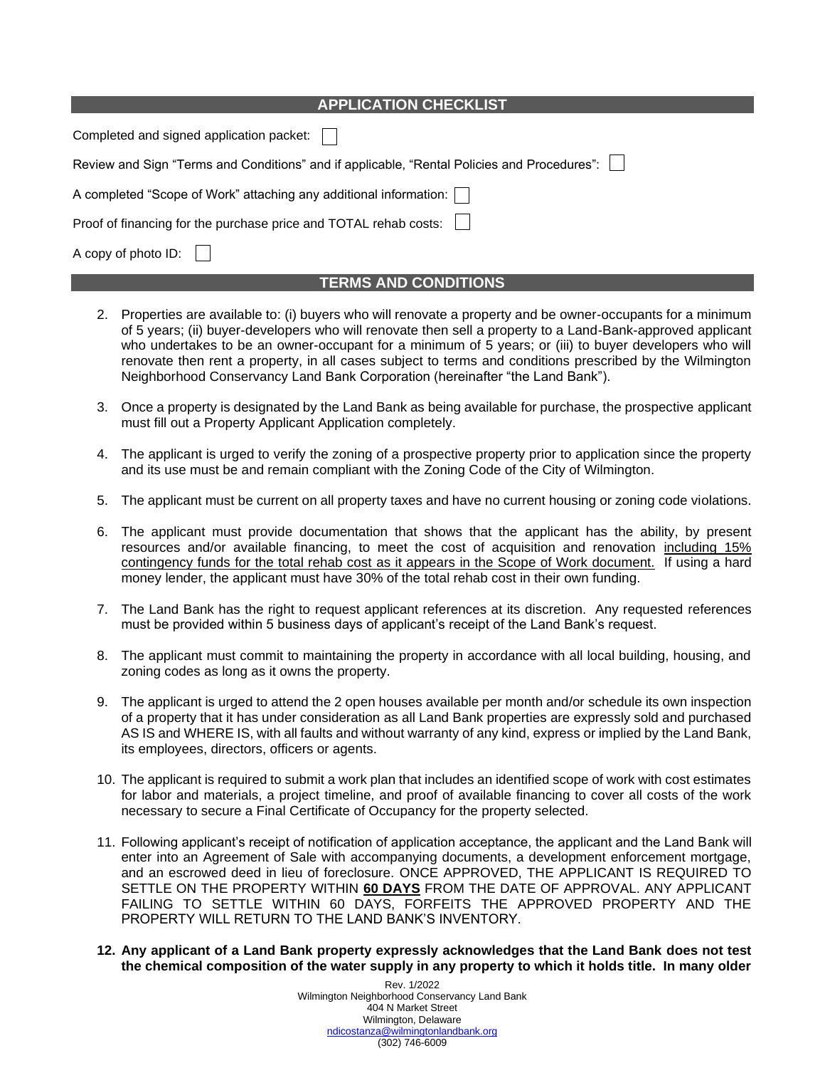## APPLICATION CHECKLIST

Completed and signed application packet: ☐

Review and Sign "Terms and Conditions" and if applicable, "Rental Policies and Procedures": ☐

A completed "Scope of Work" attaching any additional information: ☐

Proof of financing for the purchase price and TOTAL rehab costs: ☐

A copy of photo ID: ☐

## TERMS AND CONDITIONS

2. Properties are available to: (i) buyers who will renovate a property and be owner-occupants for a minimum of 5 years; (ii) buyer-developers who will renovate then sell a property to a Land-Bank-approved applicant who undertakes to be an owner-occupant for a minimum of 5 years; or (iii) to buyer developers who will renovate then rent a property, in all cases subject to terms and conditions prescribed by the Wilmington Neighborhood Conservancy Land Bank Corporation (hereinafter "the Land Bank").

3. Once a property is designated by the Land Bank as being available for purchase, the prospective applicant must fill out a Property Applicant Application completely.

4. The applicant is urged to verify the zoning of a prospective property prior to application since the property and its use must be and remain compliant with the Zoning Code of the City of Wilmington.

5. The applicant must be current on all property taxes and have no current housing or zoning code violations.

6. The applicant must provide documentation that shows that the applicant has the ability, by present resources and/or available financing, to meet the cost of acquisition and renovation including 15% contingency funds for the total rehab cost as it appears in the Scope of Work document. If using a hard money lender, the applicant must have 30% of the total rehab cost in their own funding.

7. The Land Bank has the right to request applicant references at its discretion. Any requested references must be provided within 5 business days of applicant's receipt of the Land Bank's request.

8. The applicant must commit to maintaining the property in accordance with all local building, housing, and zoning codes as long as it owns the property.

9. The applicant is urged to attend the 2 open houses available per month and/or schedule its own inspection of a property that it has under consideration as all Land Bank properties are expressly sold and purchased AS IS and WHERE IS, with all faults and without warranty of any kind, express or implied by the Land Bank, its employees, directors, officers or agents.

10. The applicant is required to submit a work plan that includes an identified scope of work with cost estimates for labor and materials, a project timeline, and proof of available financing to cover all costs of the work necessary to secure a Final Certificate of Occupancy for the property selected.

11. Following applicant's receipt of notification of application acceptance, the applicant and the Land Bank will enter into an Agreement of Sale with accompanying documents, a development enforcement mortgage, and an escrowed deed in lieu of foreclosure. ONCE APPROVED, THE APPLICANT IS REQUIRED TO SETTLE ON THE PROPERTY WITHIN **60 DAYS** FROM THE DATE OF APPROVAL. ANY APPLICANT FAILING TO SETTLE WITHIN 60 DAYS, FORFEITS THE APPROVED PROPERTY AND THE PROPERTY WILL RETURN TO THE LAND BANK'S INVENTORY.

12. **Any applicant of a Land Bank property expressly acknowledges that the Land Bank does not test the chemical composition of the water supply in any property to which it holds title. In many older**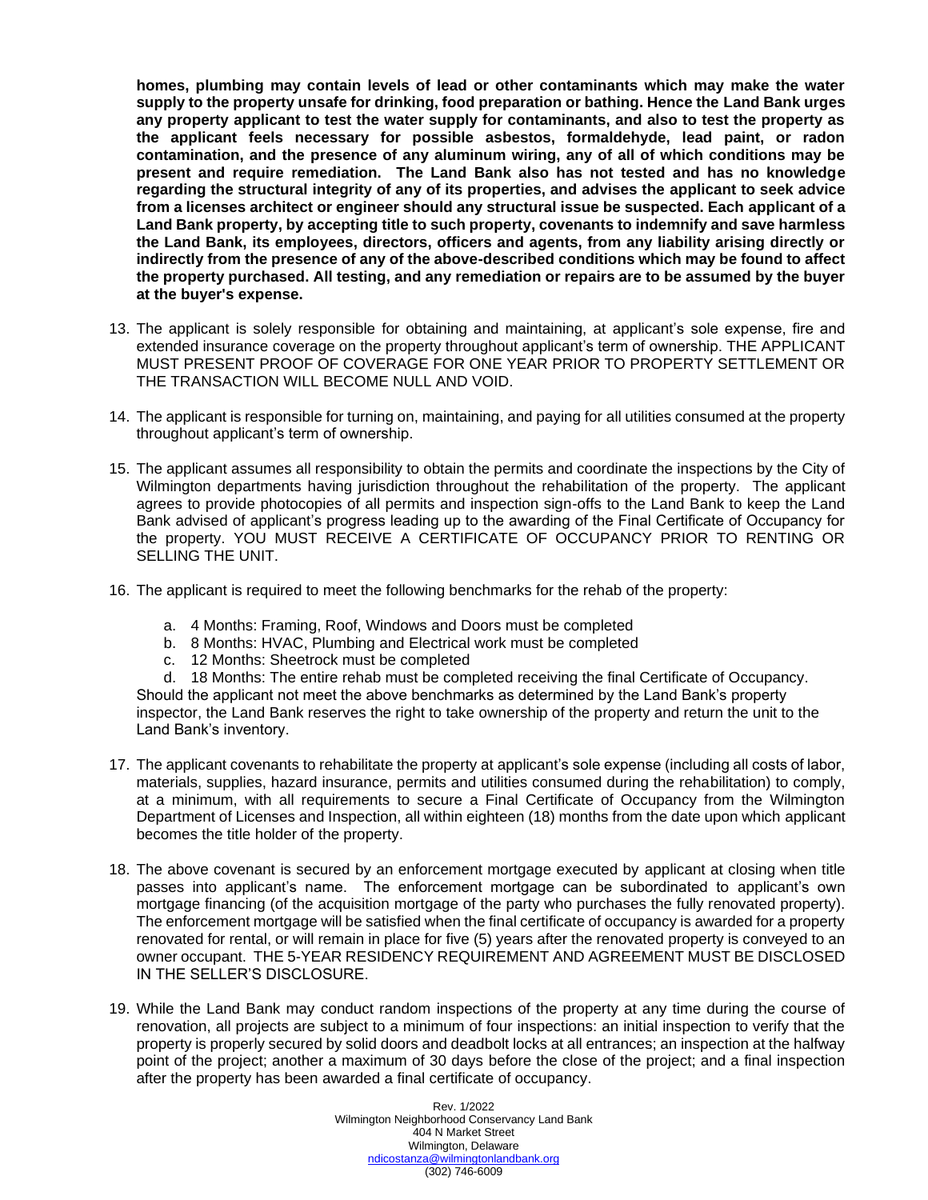**homes, plumbing may contain levels of lead or other contaminants which may make the water supply to the property unsafe for drinking, food preparation or bathing. Hence the Land Bank urges any property applicant to test the water supply for contaminants, and also to test the property as the applicant feels necessary for possible asbestos, formaldehyde, lead paint, or radon contamination, and the presence of any aluminum wiring, any of all of which conditions may be present and require remediation. The Land Bank also has not tested and has no knowledge regarding the structural integrity of any of its properties, and advises the applicant to seek advice from a licenses architect or engineer should any structural issue be suspected. Each applicant of a Land Bank property, by accepting title to such property, covenants to indemnify and save harmless the Land Bank, its employees, directors, officers and agents, from any liability arising directly or indirectly from the presence of any of the above-described conditions which may be found to affect the property purchased. All testing, and any remediation or repairs are to be assumed by the buyer at the buyer's expense.**

13. The applicant is solely responsible for obtaining and maintaining, at applicant's sole expense, fire and extended insurance coverage on the property throughout applicant's term of ownership. THE APPLICANT MUST PRESENT PROOF OF COVERAGE FOR ONE YEAR PRIOR TO PROPERTY SETTLEMENT OR THE TRANSACTION WILL BECOME NULL AND VOID.

14. The applicant is responsible for turning on, maintaining, and paying for all utilities consumed at the property throughout applicant's term of ownership.

15. The applicant assumes all responsibility to obtain the permits and coordinate the inspections by the City of Wilmington departments having jurisdiction throughout the rehabilitation of the property. The applicant agrees to provide photocopies of all permits and inspection sign-offs to the Land Bank to keep the Land Bank advised of applicant's progress leading up to the awarding of the Final Certificate of Occupancy for the property. YOU MUST RECEIVE A CERTIFICATE OF OCCUPANCY PRIOR TO RENTING OR SELLING THE UNIT.

16. The applicant is required to meet the following benchmarks for the rehab of the property:

    a. 4 Months: Framing, Roof, Windows and Doors must be completed
    b. 8 Months: HVAC, Plumbing and Electrical work must be completed
    c. 12 Months: Sheetrock must be completed
    d. 18 Months: The entire rehab must be completed receiving the final Certificate of Occupancy.

    Should the applicant not meet the above benchmarks as determined by the Land Bank's property inspector, the Land Bank reserves the right to take ownership of the property and return the unit to the Land Bank's inventory.

17. The applicant covenants to rehabilitate the property at applicant's sole expense (including all costs of labor, materials, supplies, hazard insurance, permits and utilities consumed during the rehabilitation) to comply, at a minimum, with all requirements to secure a Final Certificate of Occupancy from the Wilmington Department of Licenses and Inspection, all within eighteen (18) months from the date upon which applicant becomes the title holder of the property.

18. The above covenant is secured by an enforcement mortgage executed by applicant at closing when title passes into applicant's name. The enforcement mortgage can be subordinated to applicant's own mortgage financing (of the acquisition mortgage of the party who purchases the fully renovated property). The enforcement mortgage will be satisfied when the final certificate of occupancy is awarded for a property renovated for rental, or will remain in place for five (5) years after the renovated property is conveyed to an owner occupant. THE 5-YEAR RESIDENCY REQUIREMENT AND AGREEMENT MUST BE DISCLOSED IN THE SELLER'S DISCLOSURE.

19. While the Land Bank may conduct random inspections of the property at any time during the course of renovation, all projects are subject to a minimum of four inspections: an initial inspection to verify that the property is properly secured by solid doors and deadbolt locks at all entrances; an inspection at the halfway point of the project; another a maximum of 30 days before the close of the project; and a final inspection after the property has been awarded a final certificate of occupancy.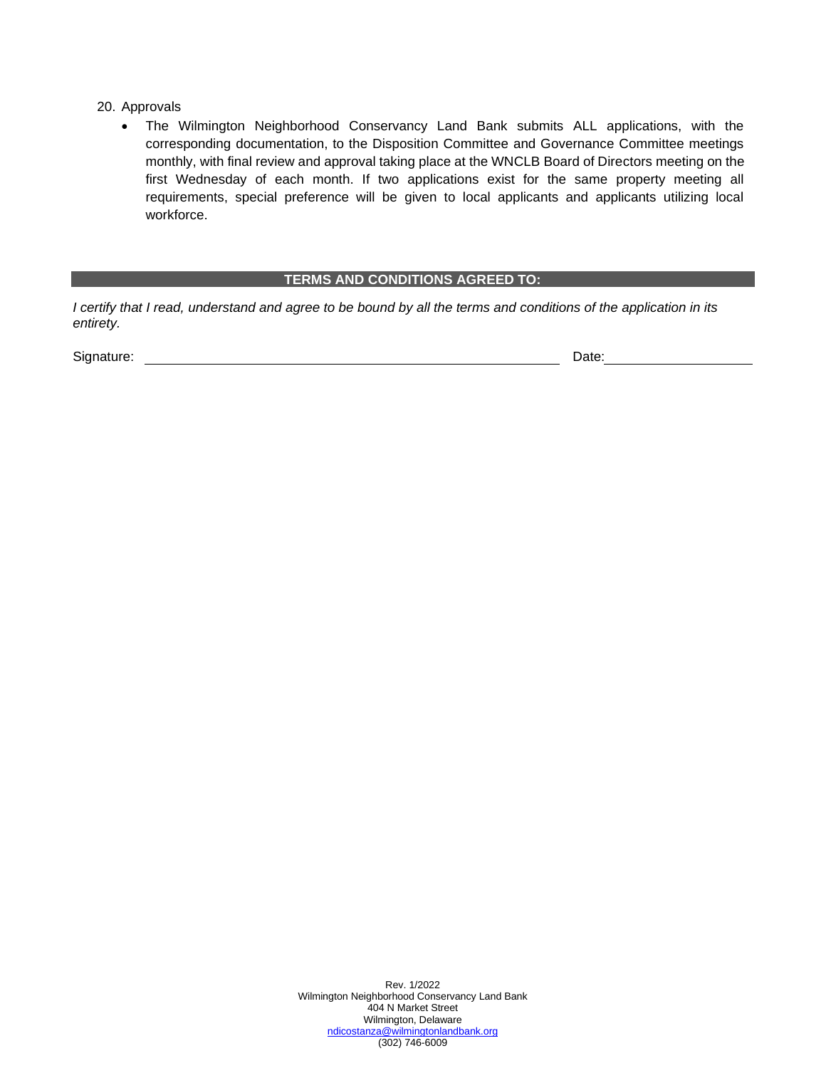20. Approvals

- The Wilmington Neighborhood Conservancy Land Bank submits ALL applications, with the corresponding documentation, to the Disposition Committee and Governance Committee meetings monthly, with final review and approval taking place at the WNCLB Board of Directors meeting on the first Wednesday of each month. If two applications exist for the same property meeting all requirements, special preference will be given to local applicants and applicants utilizing local workforce.

## TERMS AND CONDITIONS AGREED TO:

*I certify that I read, understand and agree to be bound by all the terms and conditions of the application in its entirety.*

Signature: \_\_\_\_\_\_\_\_\_\_\_\_\_\_\_\_\_\_\_\_\_\_\_\_\_\_\_\_\_\_\_\_\_\_\_\_\_\_\_\_ Date: \_\_\_\_\_\_\_\_\_\_\_\_\_\_\_\_\_\_

Rev. 1/2022
Wilmington Neighborhood Conservancy Land Bank
404 N Market Street
Wilmington, Delaware
ndicostanza@wilmingtonlandbank.org
(302) 746-6009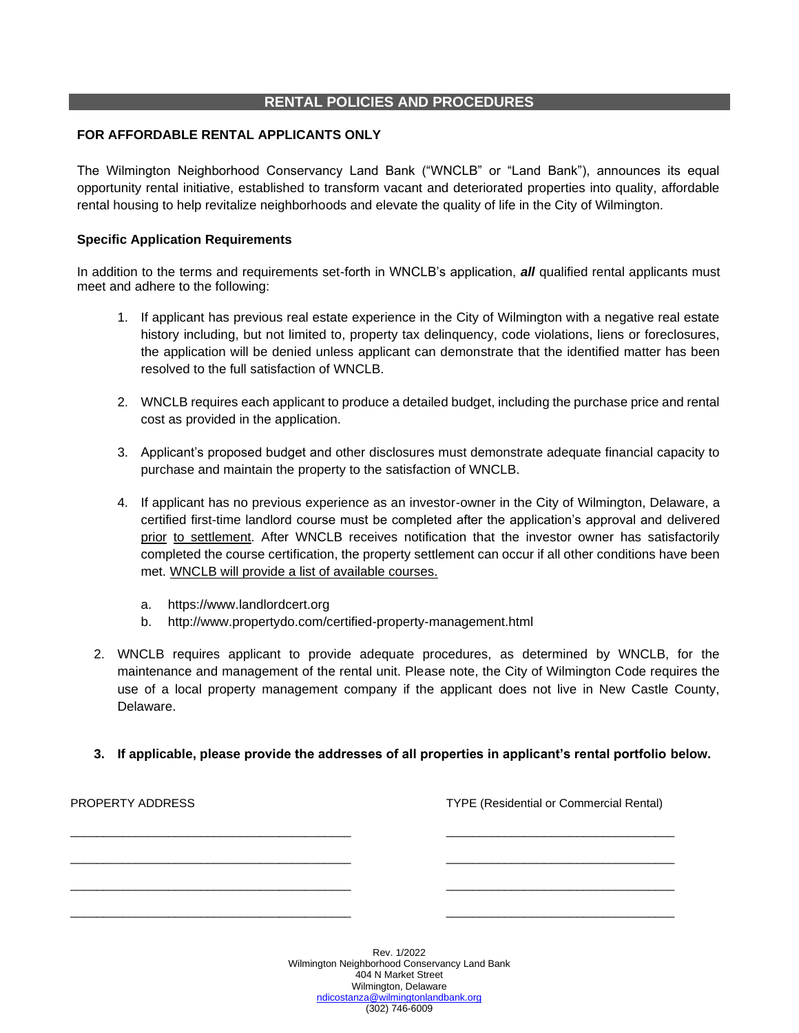## RENTAL POLICIES AND PROCEDURES

**FOR AFFORDABLE RENTAL APPLICANTS ONLY**

The Wilmington Neighborhood Conservancy Land Bank ("WNCLB" or "Land Bank"), announces its equal opportunity rental initiative, established to transform vacant and deteriorated properties into quality, affordable rental housing to help revitalize neighborhoods and elevate the quality of life in the City of Wilmington.

**Specific Application Requirements**

In addition to the terms and requirements set-forth in WNCLB's application, ***all*** qualified rental applicants must meet and adhere to the following:

1. If applicant has previous real estate experience in the City of Wilmington with a negative real estate history including, but not limited to, property tax delinquency, code violations, liens or foreclosures, the application will be denied unless applicant can demonstrate that the identified matter has been resolved to the full satisfaction of WNCLB.

2. WNCLB requires each applicant to produce a detailed budget, including the purchase price and rental cost as provided in the application.

3. Applicant's proposed budget and other disclosures must demonstrate adequate financial capacity to purchase and maintain the property to the satisfaction of WNCLB.

4. If applicant has no previous experience as an investor-owner in the City of Wilmington, Delaware, a certified first-time landlord course must be completed after the application's approval and delivered <u>prior to settlement</u>. After WNCLB receives notification that the investor owner has satisfactorily completed the course certification, the property settlement can occur if all other conditions have been met. <u>WNCLB will provide a list of available courses.</u>

   a. https://www.landlordcert.org
   b. http://www.propertydo.com/certified-property-management.html

2. WNCLB requires applicant to provide adequate procedures, as determined by WNCLB, for the maintenance and management of the rental unit. Please note, the City of Wilmington Code requires the use of a local property management company if the applicant does not live in New Castle County, Delaware.

**3. If applicable, please provide the addresses of all properties in applicant's rental portfolio below.**

| PROPERTY ADDRESS | TYPE (Residential or Commercial Rental) |
|---|---|
| | |
| | |
| | |
| | |

Rev. 1/2022
Wilmington Neighborhood Conservancy Land Bank
404 N Market Street
Wilmington, Delaware
ndicostanza@wilmingtonlandbank.org
(302) 746-6009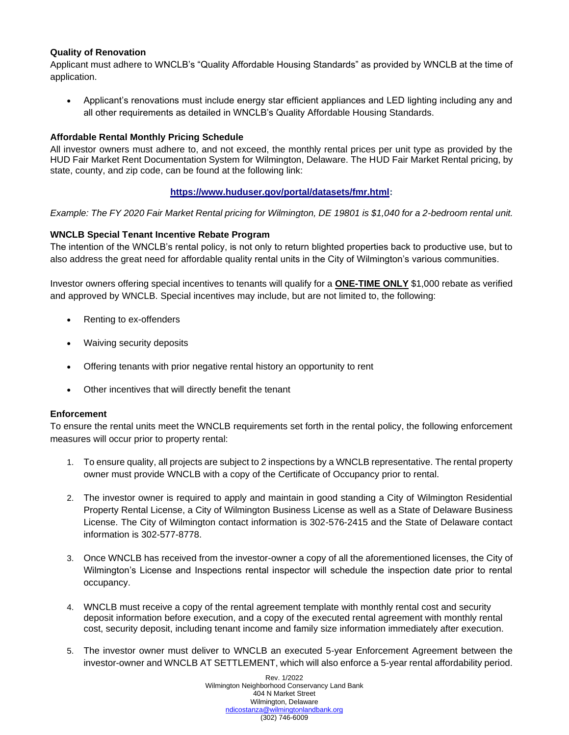**Quality of Renovation**

Applicant must adhere to WNCLB's "Quality Affordable Housing Standards" as provided by WNCLB at the time of application.

- Applicant's renovations must include energy star efficient appliances and LED lighting including any and all other requirements as detailed in WNCLB's Quality Affordable Housing Standards.

**Affordable Rental Monthly Pricing Schedule**

All investor owners must adhere to, and not exceed, the monthly rental prices per unit type as provided by the HUD Fair Market Rent Documentation System for Wilmington, Delaware. The HUD Fair Market Rental pricing, by state, county, and zip code, can be found at the following link:

**https://www.huduser.gov/portal/datasets/fmr.html:**

*Example: The FY 2020 Fair Market Rental pricing for Wilmington, DE 19801 is $1,040 for a 2-bedroom rental unit.*

**WNCLB Special Tenant Incentive Rebate Program**

The intention of the WNCLB's rental policy, is not only to return blighted properties back to productive use, but to also address the great need for affordable quality rental units in the City of Wilmington's various communities.

Investor owners offering special incentives to tenants will qualify for a **ONE-TIME ONLY** $1,000 rebate as verified and approved by WNCLB. Special incentives may include, but are not limited to, the following:

- Renting to ex-offenders
- Waiving security deposits
- Offering tenants with prior negative rental history an opportunity to rent
- Other incentives that will directly benefit the tenant

**Enforcement**

To ensure the rental units meet the WNCLB requirements set forth in the rental policy, the following enforcement measures will occur prior to property rental:

1. To ensure quality, all projects are subject to 2 inspections by a WNCLB representative. The rental property owner must provide WNCLB with a copy of the Certificate of Occupancy prior to rental.
2. The investor owner is required to apply and maintain in good standing a City of Wilmington Residential Property Rental License, a City of Wilmington Business License as well as a State of Delaware Business License. The City of Wilmington contact information is 302-576-2415 and the State of Delaware contact information is 302-577-8778.
3. Once WNCLB has received from the investor-owner a copy of all the aforementioned licenses, the City of Wilmington's License and Inspections rental inspector will schedule the inspection date prior to rental occupancy.
4. WNCLB must receive a copy of the rental agreement template with monthly rental cost and security deposit information before execution, and a copy of the executed rental agreement with monthly rental cost, security deposit, including tenant income and family size information immediately after execution.
5. The investor owner must deliver to WNCLB an executed 5-year Enforcement Agreement between the investor-owner and WNCLB AT SETTLEMENT, which will also enforce a 5-year rental affordability period.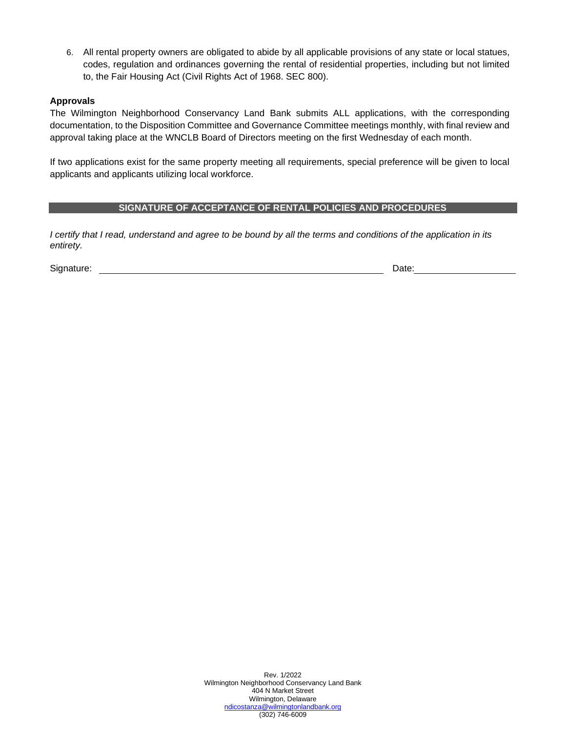6. All rental property owners are obligated to abide by all applicable provisions of any state or local statues, codes, regulation and ordinances governing the rental of residential properties, including but not limited to, the Fair Housing Act (Civil Rights Act of 1968. SEC 800).

**Approvals**

The Wilmington Neighborhood Conservancy Land Bank submits ALL applications, with the corresponding documentation, to the Disposition Committee and Governance Committee meetings monthly, with final review and approval taking place at the WNCLB Board of Directors meeting on the first Wednesday of each month.

If two applications exist for the same property meeting all requirements, special preference will be given to local applicants and applicants utilizing local workforce.

## SIGNATURE OF ACCEPTANCE OF RENTAL POLICIES AND PROCEDURES

*I certify that I read, understand and agree to be bound by all the terms and conditions of the application in its entirety.*

Signature: ______________________________________ Date: ________________

Rev. 1/2022
Wilmington Neighborhood Conservancy Land Bank
404 N Market Street
Wilmington, Delaware
ndicostanza@wilmingtonlandbank.org
(302) 746-6009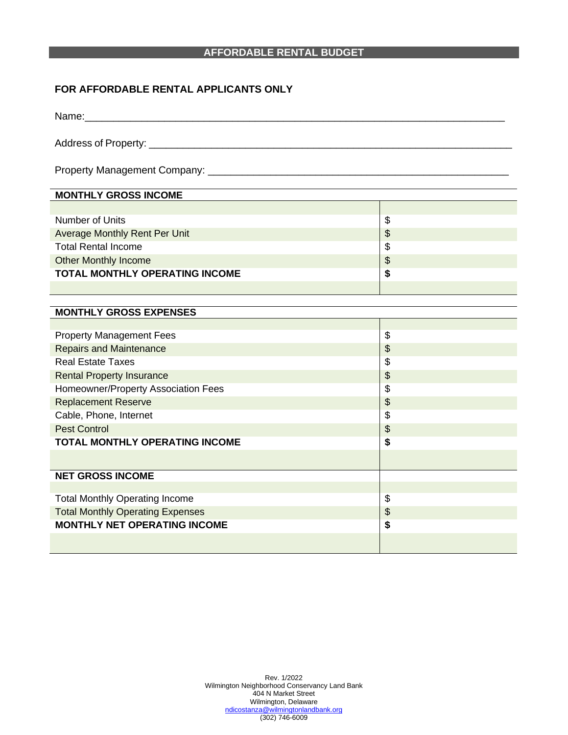## AFFORDABLE RENTAL BUDGET

**FOR AFFORDABLE RENTAL APPLICANTS ONLY**

Name:\_\_\_\_\_\_\_\_\_\_\_\_\_\_\_\_\_\_\_\_\_\_\_\_\_\_\_\_\_\_\_\_\_\_\_\_\_\_\_\_\_\_\_\_\_\_\_\_\_\_\_\_\_\_\_\_\_\_\_\_\_\_\_\_\_\_\_\_\_\_\_\_

Address of Property: \_\_\_\_\_\_\_\_\_\_\_\_\_\_\_\_\_\_\_\_\_\_\_\_\_\_\_\_\_\_\_\_\_\_\_\_\_\_\_\_\_\_\_\_\_\_\_\_\_\_\_\_\_\_\_\_\_\_\_\_\_\_

Property Management Company: \_\_\_\_\_\_\_\_\_\_\_\_\_\_\_\_\_\_\_\_\_\_\_\_\_\_\_\_\_\_\_\_\_\_\_\_\_\_\_\_\_\_\_\_\_\_\_\_\_\_

| **MONTHLY GROSS INCOME** | |
|---|---|
| Number of Units | $ |
| Average Monthly Rent Per Unit | $ |
| Total Rental Income | $ |
| Other Monthly Income | $ |
| **TOTAL MONTHLY OPERATING INCOME** | **$** |

| **MONTHLY GROSS EXPENSES** | |
|---|---|
| Property Management Fees | $ |
| Repairs and Maintenance | $ |
| Real Estate Taxes | $ |
| Rental Property Insurance | $ |
| Homeowner/Property Association Fees | $ |
| Replacement Reserve | $ |
| Cable, Phone, Internet | $ |
| Pest Control | $ |
| **TOTAL MONTHLY OPERATING INCOME** | **$** |

| **NET GROSS INCOME** | |
|---|---|
| Total Monthly Operating Income | $ |
| Total Monthly Operating Expenses | $ |
| **MONTHLY NET OPERATING INCOME** | **$** |

Rev. 1/2022
Wilmington Neighborhood Conservancy Land Bank
404 N Market Street
Wilmington, Delaware
ndicostanza@wilmingtonlandbank.org
(302) 746-6009